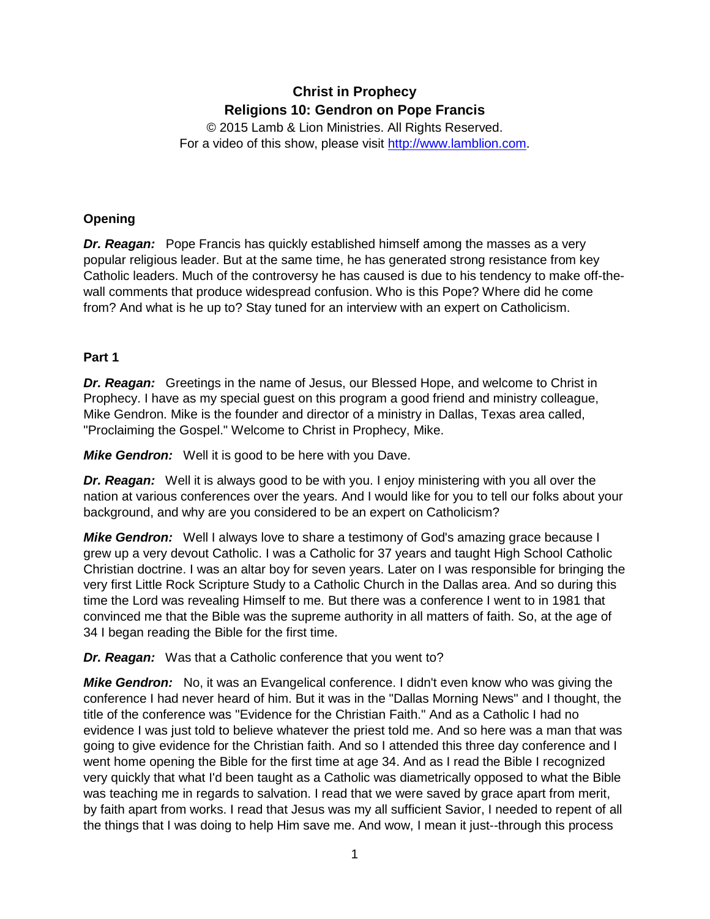# Christ in Prophecy
## Religions 10: Gendron on Pope Francis

© 2015 Lamb & Lion Ministries. All Rights Reserved.
For a video of this show, please visit http://www.lamblion.com.

### Opening

***Dr. Reagan:*** Pope Francis has quickly established himself among the masses as a very popular religious leader. But at the same time, he has generated strong resistance from key Catholic leaders. Much of the controversy he has caused is due to his tendency to make off-the-wall comments that produce widespread confusion. Who is this Pope? Where did he come from? And what is he up to? Stay tuned for an interview with an expert on Catholicism.

### Part 1

***Dr. Reagan:*** Greetings in the name of Jesus, our Blessed Hope, and welcome to Christ in Prophecy. I have as my special guest on this program a good friend and ministry colleague, Mike Gendron. Mike is the founder and director of a ministry in Dallas, Texas area called, "Proclaiming the Gospel." Welcome to Christ in Prophecy, Mike.

***Mike Gendron:*** Well it is good to be here with you Dave.

***Dr. Reagan:*** Well it is always good to be with you. I enjoy ministering with you all over the nation at various conferences over the years. And I would like for you to tell our folks about your background, and why are you considered to be an expert on Catholicism?

***Mike Gendron:*** Well I always love to share a testimony of God's amazing grace because I grew up a very devout Catholic. I was a Catholic for 37 years and taught High School Catholic Christian doctrine. I was an altar boy for seven years. Later on I was responsible for bringing the very first Little Rock Scripture Study to a Catholic Church in the Dallas area. And so during this time the Lord was revealing Himself to me. But there was a conference I went to in 1981 that convinced me that the Bible was the supreme authority in all matters of faith. So, at the age of 34 I began reading the Bible for the first time.

***Dr. Reagan:*** Was that a Catholic conference that you went to?

***Mike Gendron:*** No, it was an Evangelical conference. I didn't even know who was giving the conference I had never heard of him. But it was in the "Dallas Morning News" and I thought, the title of the conference was "Evidence for the Christian Faith." And as a Catholic I had no evidence I was just told to believe whatever the priest told me. And so here was a man that was going to give evidence for the Christian faith. And so I attended this three day conference and I went home opening the Bible for the first time at age 34. And as I read the Bible I recognized very quickly that what I'd been taught as a Catholic was diametrically opposed to what the Bible was teaching me in regards to salvation. I read that we were saved by grace apart from merit, by faith apart from works. I read that Jesus was my all sufficient Savior, I needed to repent of all the things that I was doing to help Him save me. And wow, I mean it just--through this process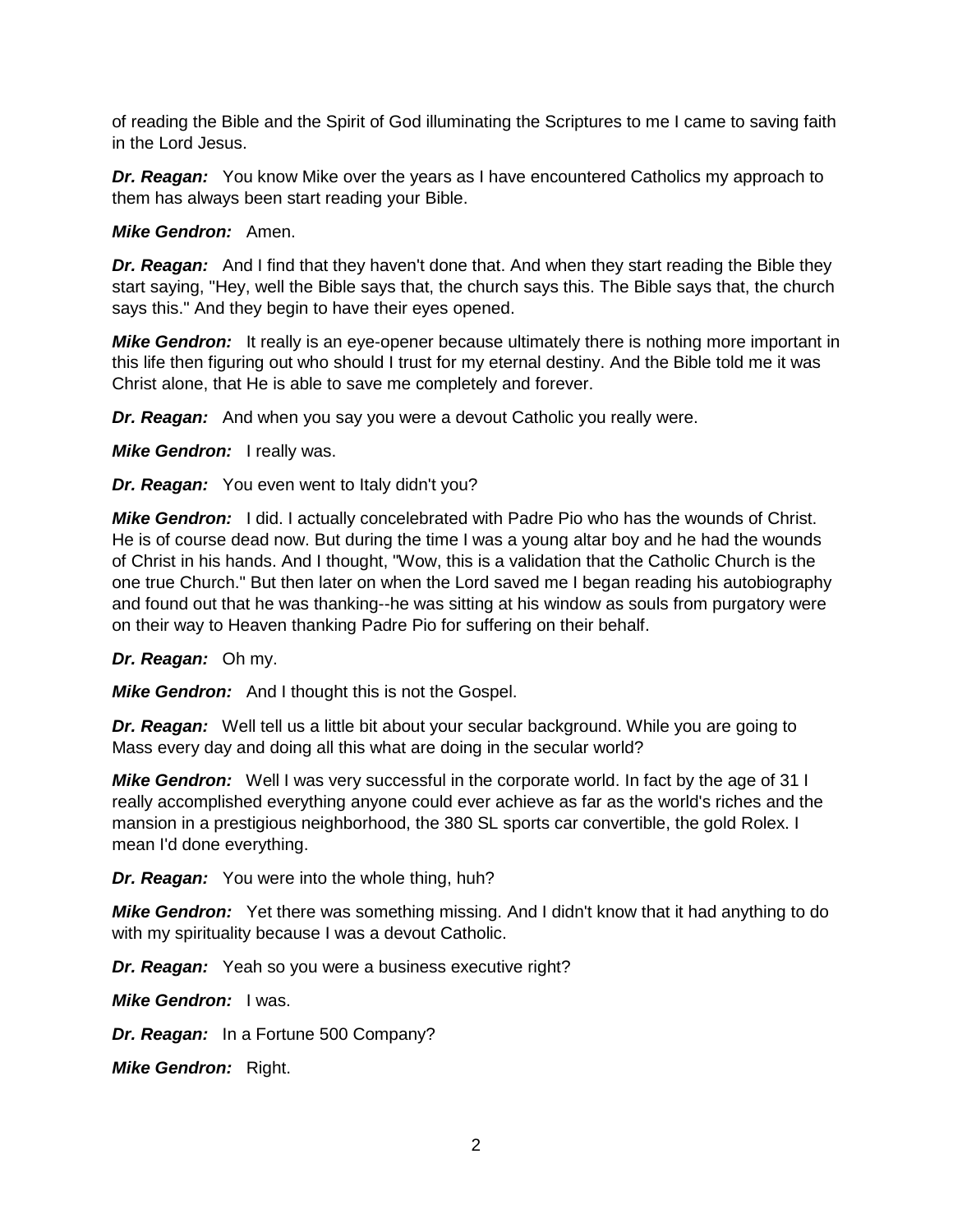of reading the Bible and the Spirit of God illuminating the Scriptures to me I came to saving faith in the Lord Jesus.

***Dr. Reagan:*** You know Mike over the years as I have encountered Catholics my approach to them has always been start reading your Bible.

***Mike Gendron:*** Amen.

***Dr. Reagan:*** And I find that they haven't done that. And when they start reading the Bible they start saying, "Hey, well the Bible says that, the church says this. The Bible says that, the church says this." And they begin to have their eyes opened.

***Mike Gendron:*** It really is an eye-opener because ultimately there is nothing more important in this life then figuring out who should I trust for my eternal destiny. And the Bible told me it was Christ alone, that He is able to save me completely and forever.

***Dr. Reagan:*** And when you say you were a devout Catholic you really were.

***Mike Gendron:*** I really was.

***Dr. Reagan:*** You even went to Italy didn't you?

***Mike Gendron:*** I did. I actually concelebrated with Padre Pio who has the wounds of Christ. He is of course dead now. But during the time I was a young altar boy and he had the wounds of Christ in his hands. And I thought, "Wow, this is a validation that the Catholic Church is the one true Church." But then later on when the Lord saved me I began reading his autobiography and found out that he was thanking--he was sitting at his window as souls from purgatory were on their way to Heaven thanking Padre Pio for suffering on their behalf.

***Dr. Reagan:*** Oh my.

***Mike Gendron:*** And I thought this is not the Gospel.

***Dr. Reagan:*** Well tell us a little bit about your secular background. While you are going to Mass every day and doing all this what are doing in the secular world?

***Mike Gendron:*** Well I was very successful in the corporate world. In fact by the age of 31 I really accomplished everything anyone could ever achieve as far as the world's riches and the mansion in a prestigious neighborhood, the 380 SL sports car convertible, the gold Rolex. I mean I'd done everything.

***Dr. Reagan:*** You were into the whole thing, huh?

***Mike Gendron:*** Yet there was something missing. And I didn't know that it had anything to do with my spirituality because I was a devout Catholic.

***Dr. Reagan:*** Yeah so you were a business executive right?

***Mike Gendron:*** I was.

***Dr. Reagan:*** In a Fortune 500 Company?

***Mike Gendron:*** Right.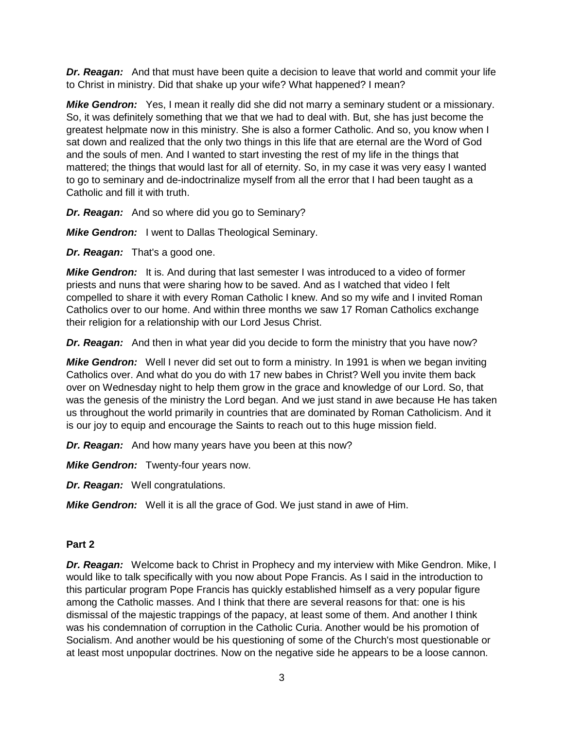***Dr. Reagan:*** And that must have been quite a decision to leave that world and commit your life to Christ in ministry. Did that shake up your wife? What happened? I mean?

***Mike Gendron:*** Yes, I mean it really did she did not marry a seminary student or a missionary. So, it was definitely something that we that we had to deal with. But, she has just become the greatest helpmate now in this ministry. She is also a former Catholic. And so, you know when I sat down and realized that the only two things in this life that are eternal are the Word of God and the souls of men. And I wanted to start investing the rest of my life in the things that mattered; the things that would last for all of eternity. So, in my case it was very easy I wanted to go to seminary and de-indoctrinalize myself from all the error that I had been taught as a Catholic and fill it with truth.

***Dr. Reagan:*** And so where did you go to Seminary?

***Mike Gendron:*** I went to Dallas Theological Seminary.

***Dr. Reagan:*** That's a good one.

***Mike Gendron:*** It is. And during that last semester I was introduced to a video of former priests and nuns that were sharing how to be saved. And as I watched that video I felt compelled to share it with every Roman Catholic I knew. And so my wife and I invited Roman Catholics over to our home. And within three months we saw 17 Roman Catholics exchange their religion for a relationship with our Lord Jesus Christ.

***Dr. Reagan:*** And then in what year did you decide to form the ministry that you have now?

***Mike Gendron:*** Well I never did set out to form a ministry. In 1991 is when we began inviting Catholics over. And what do you do with 17 new babes in Christ? Well you invite them back over on Wednesday night to help them grow in the grace and knowledge of our Lord. So, that was the genesis of the ministry the Lord began. And we just stand in awe because He has taken us throughout the world primarily in countries that are dominated by Roman Catholicism. And it is our joy to equip and encourage the Saints to reach out to this huge mission field.

***Dr. Reagan:*** And how many years have you been at this now?

***Mike Gendron:*** Twenty-four years now.

***Dr. Reagan:*** Well congratulations.

***Mike Gendron:*** Well it is all the grace of God. We just stand in awe of Him.

**Part 2**

***Dr. Reagan:*** Welcome back to Christ in Prophecy and my interview with Mike Gendron. Mike, I would like to talk specifically with you now about Pope Francis. As I said in the introduction to this particular program Pope Francis has quickly established himself as a very popular figure among the Catholic masses. And I think that there are several reasons for that: one is his dismissal of the majestic trappings of the papacy, at least some of them. And another I think was his condemnation of corruption in the Catholic Curia. Another would be his promotion of Socialism. And another would be his questioning of some of the Church's most questionable or at least most unpopular doctrines. Now on the negative side he appears to be a loose cannon.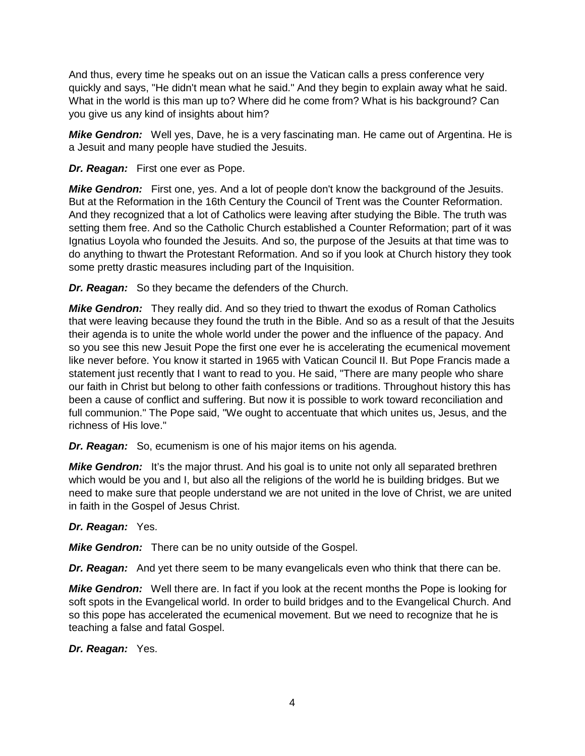And thus, every time he speaks out on an issue the Vatican calls a press conference very quickly and says, "He didn't mean what he said." And they begin to explain away what he said. What in the world is this man up to? Where did he come from? What is his background? Can you give us any kind of insights about him?

***Mike Gendron:*** Well yes, Dave, he is a very fascinating man. He came out of Argentina. He is a Jesuit and many people have studied the Jesuits.

***Dr. Reagan:*** First one ever as Pope.

***Mike Gendron:*** First one, yes. And a lot of people don't know the background of the Jesuits. But at the Reformation in the 16th Century the Council of Trent was the Counter Reformation. And they recognized that a lot of Catholics were leaving after studying the Bible. The truth was setting them free. And so the Catholic Church established a Counter Reformation; part of it was Ignatius Loyola who founded the Jesuits. And so, the purpose of the Jesuits at that time was to do anything to thwart the Protestant Reformation. And so if you look at Church history they took some pretty drastic measures including part of the Inquisition.

***Dr. Reagan:*** So they became the defenders of the Church.

***Mike Gendron:*** They really did. And so they tried to thwart the exodus of Roman Catholics that were leaving because they found the truth in the Bible. And so as a result of that the Jesuits their agenda is to unite the whole world under the power and the influence of the papacy. And so you see this new Jesuit Pope the first one ever he is accelerating the ecumenical movement like never before. You know it started in 1965 with Vatican Council II. But Pope Francis made a statement just recently that I want to read to you. He said, "There are many people who share our faith in Christ but belong to other faith confessions or traditions. Throughout history this has been a cause of conflict and suffering. But now it is possible to work toward reconciliation and full communion." The Pope said, "We ought to accentuate that which unites us, Jesus, and the richness of His love."

***Dr. Reagan:*** So, ecumenism is one of his major items on his agenda.

***Mike Gendron:*** It's the major thrust. And his goal is to unite not only all separated brethren which would be you and I, but also all the religions of the world he is building bridges. But we need to make sure that people understand we are not united in the love of Christ, we are united in faith in the Gospel of Jesus Christ.

***Dr. Reagan:*** Yes.

***Mike Gendron:*** There can be no unity outside of the Gospel.

***Dr. Reagan:*** And yet there seem to be many evangelicals even who think that there can be.

***Mike Gendron:*** Well there are. In fact if you look at the recent months the Pope is looking for soft spots in the Evangelical world. In order to build bridges and to the Evangelical Church. And so this pope has accelerated the ecumenical movement. But we need to recognize that he is teaching a false and fatal Gospel.

***Dr. Reagan:*** Yes.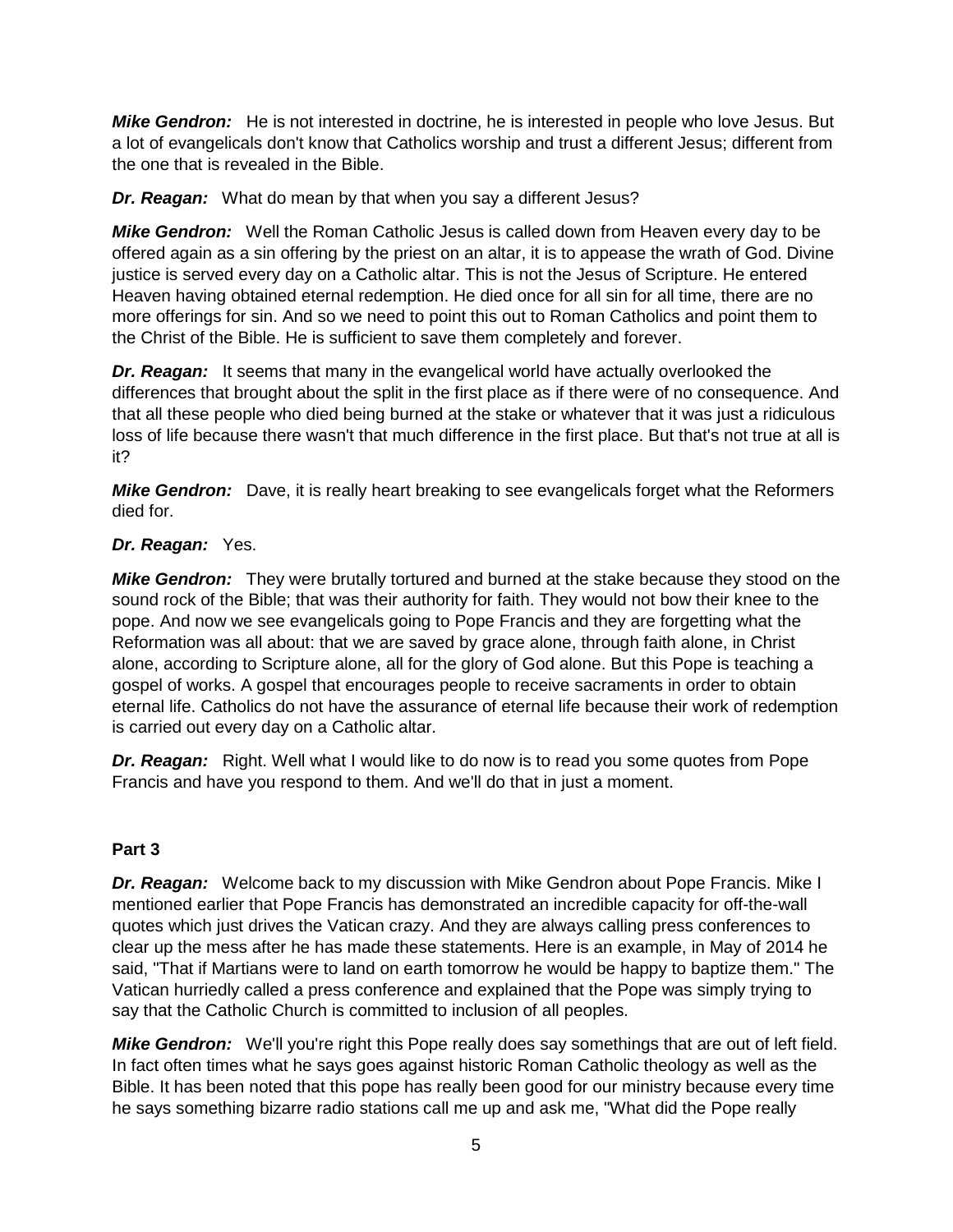***Mike Gendron:*** He is not interested in doctrine, he is interested in people who love Jesus. But a lot of evangelicals don't know that Catholics worship and trust a different Jesus; different from the one that is revealed in the Bible.

***Dr. Reagan:*** What do mean by that when you say a different Jesus?

***Mike Gendron:*** Well the Roman Catholic Jesus is called down from Heaven every day to be offered again as a sin offering by the priest on an altar, it is to appease the wrath of God. Divine justice is served every day on a Catholic altar. This is not the Jesus of Scripture. He entered Heaven having obtained eternal redemption. He died once for all sin for all time, there are no more offerings for sin. And so we need to point this out to Roman Catholics and point them to the Christ of the Bible. He is sufficient to save them completely and forever.

***Dr. Reagan:*** It seems that many in the evangelical world have actually overlooked the differences that brought about the split in the first place as if there were of no consequence. And that all these people who died being burned at the stake or whatever that it was just a ridiculous loss of life because there wasn't that much difference in the first place. But that's not true at all is it?

***Mike Gendron:*** Dave, it is really heart breaking to see evangelicals forget what the Reformers died for.

***Dr. Reagan:*** Yes.

***Mike Gendron:*** They were brutally tortured and burned at the stake because they stood on the sound rock of the Bible; that was their authority for faith. They would not bow their knee to the pope. And now we see evangelicals going to Pope Francis and they are forgetting what the Reformation was all about: that we are saved by grace alone, through faith alone, in Christ alone, according to Scripture alone, all for the glory of God alone. But this Pope is teaching a gospel of works. A gospel that encourages people to receive sacraments in order to obtain eternal life. Catholics do not have the assurance of eternal life because their work of redemption is carried out every day on a Catholic altar.

***Dr. Reagan:*** Right. Well what I would like to do now is to read you some quotes from Pope Francis and have you respond to them. And we'll do that in just a moment.

**Part 3**

***Dr. Reagan:*** Welcome back to my discussion with Mike Gendron about Pope Francis. Mike I mentioned earlier that Pope Francis has demonstrated an incredible capacity for off-the-wall quotes which just drives the Vatican crazy. And they are always calling press conferences to clear up the mess after he has made these statements. Here is an example, in May of 2014 he said, "That if Martians were to land on earth tomorrow he would be happy to baptize them." The Vatican hurriedly called a press conference and explained that the Pope was simply trying to say that the Catholic Church is committed to inclusion of all peoples.

***Mike Gendron:*** We'll you're right this Pope really does say somethings that are out of left field. In fact often times what he says goes against historic Roman Catholic theology as well as the Bible. It has been noted that this pope has really been good for our ministry because every time he says something bizarre radio stations call me up and ask me, "What did the Pope really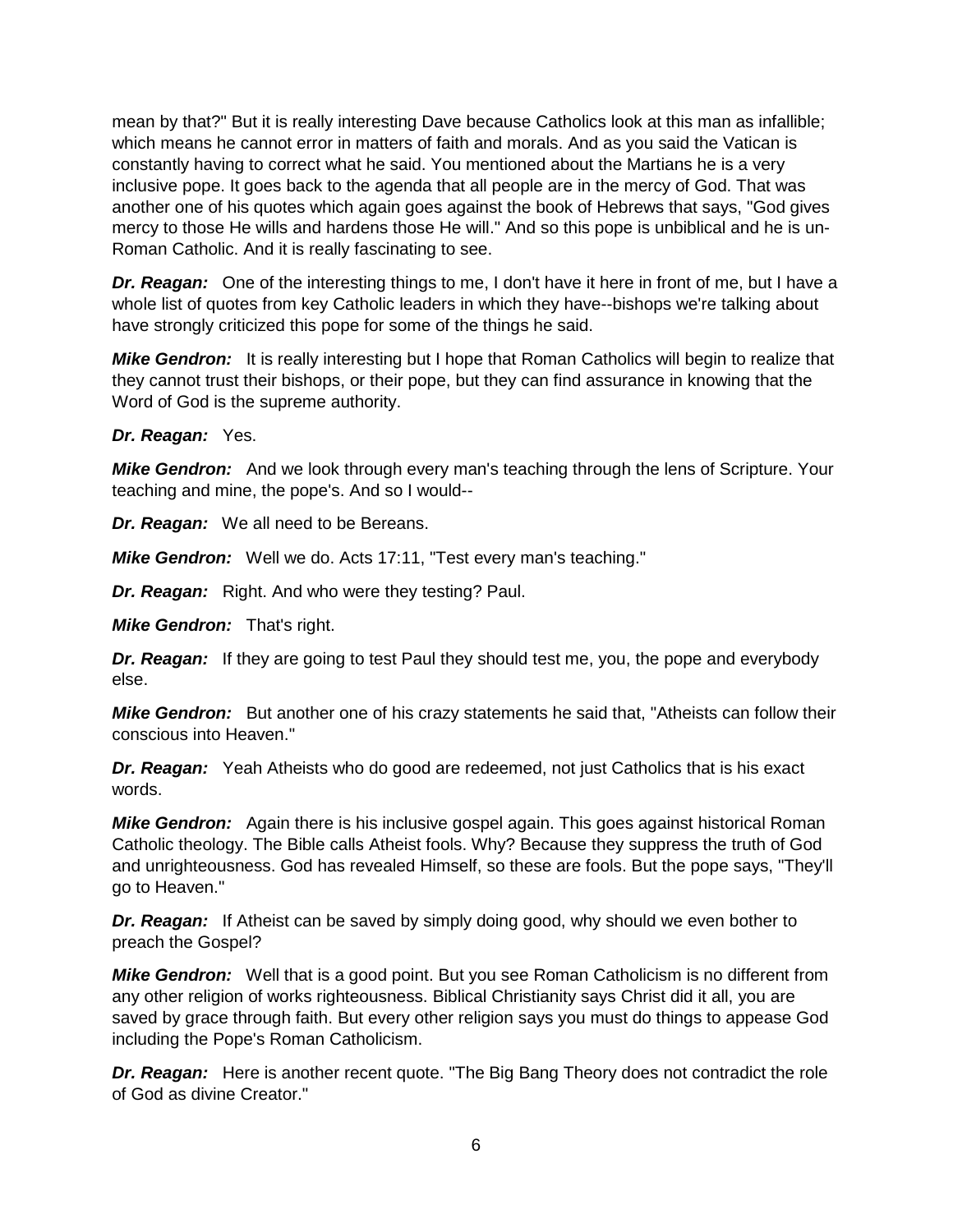mean by that?" But it is really interesting Dave because Catholics look at this man as infallible; which means he cannot error in matters of faith and morals. And as you said the Vatican is constantly having to correct what he said. You mentioned about the Martians he is a very inclusive pope. It goes back to the agenda that all people are in the mercy of God. That was another one of his quotes which again goes against the book of Hebrews that says, "God gives mercy to those He wills and hardens those He will." And so this pope is unbiblical and he is un-Roman Catholic. And it is really fascinating to see.

***Dr. Reagan:*** One of the interesting things to me, I don't have it here in front of me, but I have a whole list of quotes from key Catholic leaders in which they have--bishops we're talking about have strongly criticized this pope for some of the things he said.

***Mike Gendron:*** It is really interesting but I hope that Roman Catholics will begin to realize that they cannot trust their bishops, or their pope, but they can find assurance in knowing that the Word of God is the supreme authority.

***Dr. Reagan:*** Yes.

***Mike Gendron:*** And we look through every man's teaching through the lens of Scripture. Your teaching and mine, the pope's. And so I would--

***Dr. Reagan:*** We all need to be Bereans.

***Mike Gendron:*** Well we do. Acts 17:11, "Test every man's teaching."

***Dr. Reagan:*** Right. And who were they testing? Paul.

***Mike Gendron:*** That's right.

***Dr. Reagan:*** If they are going to test Paul they should test me, you, the pope and everybody else.

***Mike Gendron:*** But another one of his crazy statements he said that, "Atheists can follow their conscious into Heaven."

***Dr. Reagan:*** Yeah Atheists who do good are redeemed, not just Catholics that is his exact words.

***Mike Gendron:*** Again there is his inclusive gospel again. This goes against historical Roman Catholic theology. The Bible calls Atheist fools. Why? Because they suppress the truth of God and unrighteousness. God has revealed Himself, so these are fools. But the pope says, "They'll go to Heaven."

***Dr. Reagan:*** If Atheist can be saved by simply doing good, why should we even bother to preach the Gospel?

***Mike Gendron:*** Well that is a good point. But you see Roman Catholicism is no different from any other religion of works righteousness. Biblical Christianity says Christ did it all, you are saved by grace through faith. But every other religion says you must do things to appease God including the Pope's Roman Catholicism.

***Dr. Reagan:*** Here is another recent quote. "The Big Bang Theory does not contradict the role of God as divine Creator."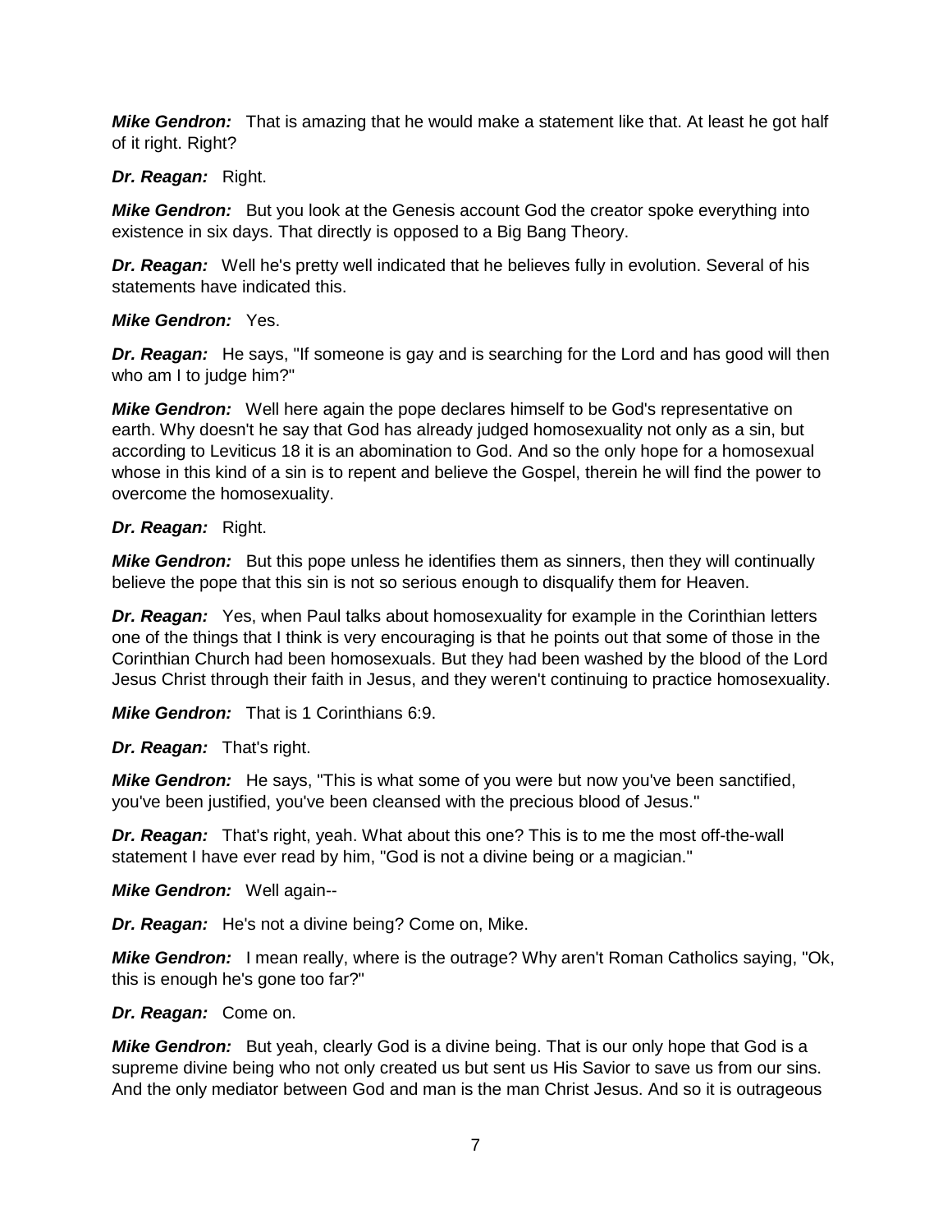***Mike Gendron:*** That is amazing that he would make a statement like that. At least he got half of it right. Right?

***Dr. Reagan:*** Right.

***Mike Gendron:*** But you look at the Genesis account God the creator spoke everything into existence in six days. That directly is opposed to a Big Bang Theory.

***Dr. Reagan:*** Well he's pretty well indicated that he believes fully in evolution. Several of his statements have indicated this.

***Mike Gendron:*** Yes.

***Dr. Reagan:*** He says, "If someone is gay and is searching for the Lord and has good will then who am I to judge him?"

***Mike Gendron:*** Well here again the pope declares himself to be God's representative on earth. Why doesn't he say that God has already judged homosexuality not only as a sin, but according to Leviticus 18 it is an abomination to God. And so the only hope for a homosexual whose in this kind of a sin is to repent and believe the Gospel, therein he will find the power to overcome the homosexuality.

***Dr. Reagan:*** Right.

***Mike Gendron:*** But this pope unless he identifies them as sinners, then they will continually believe the pope that this sin is not so serious enough to disqualify them for Heaven.

***Dr. Reagan:*** Yes, when Paul talks about homosexuality for example in the Corinthian letters one of the things that I think is very encouraging is that he points out that some of those in the Corinthian Church had been homosexuals. But they had been washed by the blood of the Lord Jesus Christ through their faith in Jesus, and they weren't continuing to practice homosexuality.

***Mike Gendron:*** That is 1 Corinthians 6:9.

***Dr. Reagan:*** That's right.

***Mike Gendron:*** He says, "This is what some of you were but now you've been sanctified, you've been justified, you've been cleansed with the precious blood of Jesus."

***Dr. Reagan:*** That's right, yeah. What about this one? This is to me the most off-the-wall statement I have ever read by him, "God is not a divine being or a magician."

***Mike Gendron:*** Well again--

***Dr. Reagan:*** He's not a divine being? Come on, Mike.

***Mike Gendron:*** I mean really, where is the outrage? Why aren't Roman Catholics saying, "Ok, this is enough he's gone too far?"

***Dr. Reagan:*** Come on.

***Mike Gendron:*** But yeah, clearly God is a divine being. That is our only hope that God is a supreme divine being who not only created us but sent us His Savior to save us from our sins. And the only mediator between God and man is the man Christ Jesus. And so it is outrageous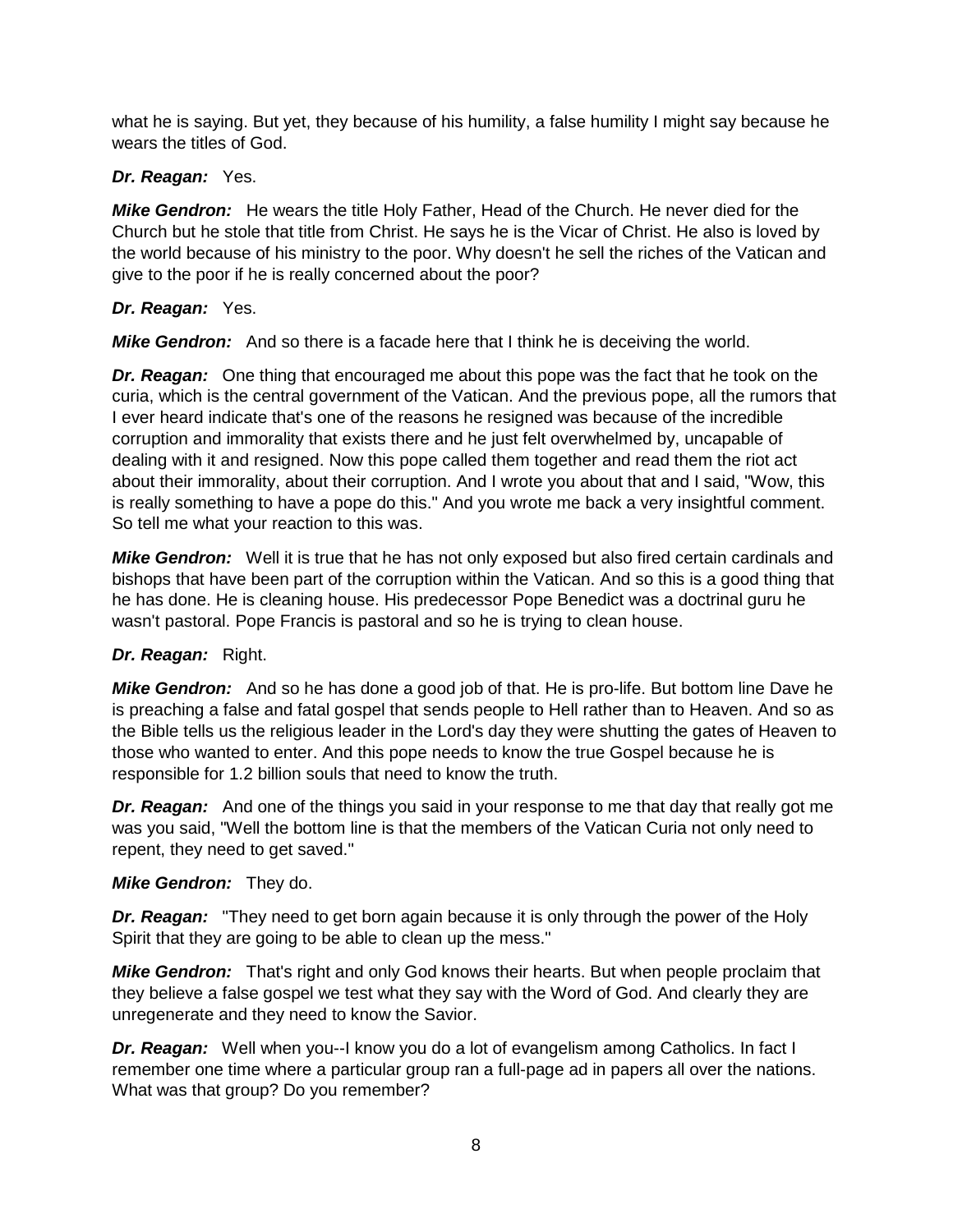what he is saying. But yet, they because of his humility, a false humility I might say because he wears the titles of God.

***Dr. Reagan:*** Yes.

***Mike Gendron:*** He wears the title Holy Father, Head of the Church. He never died for the Church but he stole that title from Christ. He says he is the Vicar of Christ. He also is loved by the world because of his ministry to the poor. Why doesn't he sell the riches of the Vatican and give to the poor if he is really concerned about the poor?

***Dr. Reagan:*** Yes.

***Mike Gendron:*** And so there is a facade here that I think he is deceiving the world.

***Dr. Reagan:*** One thing that encouraged me about this pope was the fact that he took on the curia, which is the central government of the Vatican. And the previous pope, all the rumors that I ever heard indicate that's one of the reasons he resigned was because of the incredible corruption and immorality that exists there and he just felt overwhelmed by, uncapable of dealing with it and resigned. Now this pope called them together and read them the riot act about their immorality, about their corruption. And I wrote you about that and I said, "Wow, this is really something to have a pope do this." And you wrote me back a very insightful comment. So tell me what your reaction to this was.

***Mike Gendron:*** Well it is true that he has not only exposed but also fired certain cardinals and bishops that have been part of the corruption within the Vatican. And so this is a good thing that he has done. He is cleaning house. His predecessor Pope Benedict was a doctrinal guru he wasn't pastoral. Pope Francis is pastoral and so he is trying to clean house.

***Dr. Reagan:*** Right.

***Mike Gendron:*** And so he has done a good job of that. He is pro-life. But bottom line Dave he is preaching a false and fatal gospel that sends people to Hell rather than to Heaven. And so as the Bible tells us the religious leader in the Lord's day they were shutting the gates of Heaven to those who wanted to enter. And this pope needs to know the true Gospel because he is responsible for 1.2 billion souls that need to know the truth.

***Dr. Reagan:*** And one of the things you said in your response to me that day that really got me was you said, "Well the bottom line is that the members of the Vatican Curia not only need to repent, they need to get saved."

***Mike Gendron:*** They do.

***Dr. Reagan:*** "They need to get born again because it is only through the power of the Holy Spirit that they are going to be able to clean up the mess."

***Mike Gendron:*** That's right and only God knows their hearts. But when people proclaim that they believe a false gospel we test what they say with the Word of God. And clearly they are unregenerate and they need to know the Savior.

***Dr. Reagan:*** Well when you--I know you do a lot of evangelism among Catholics. In fact I remember one time where a particular group ran a full-page ad in papers all over the nations. What was that group? Do you remember?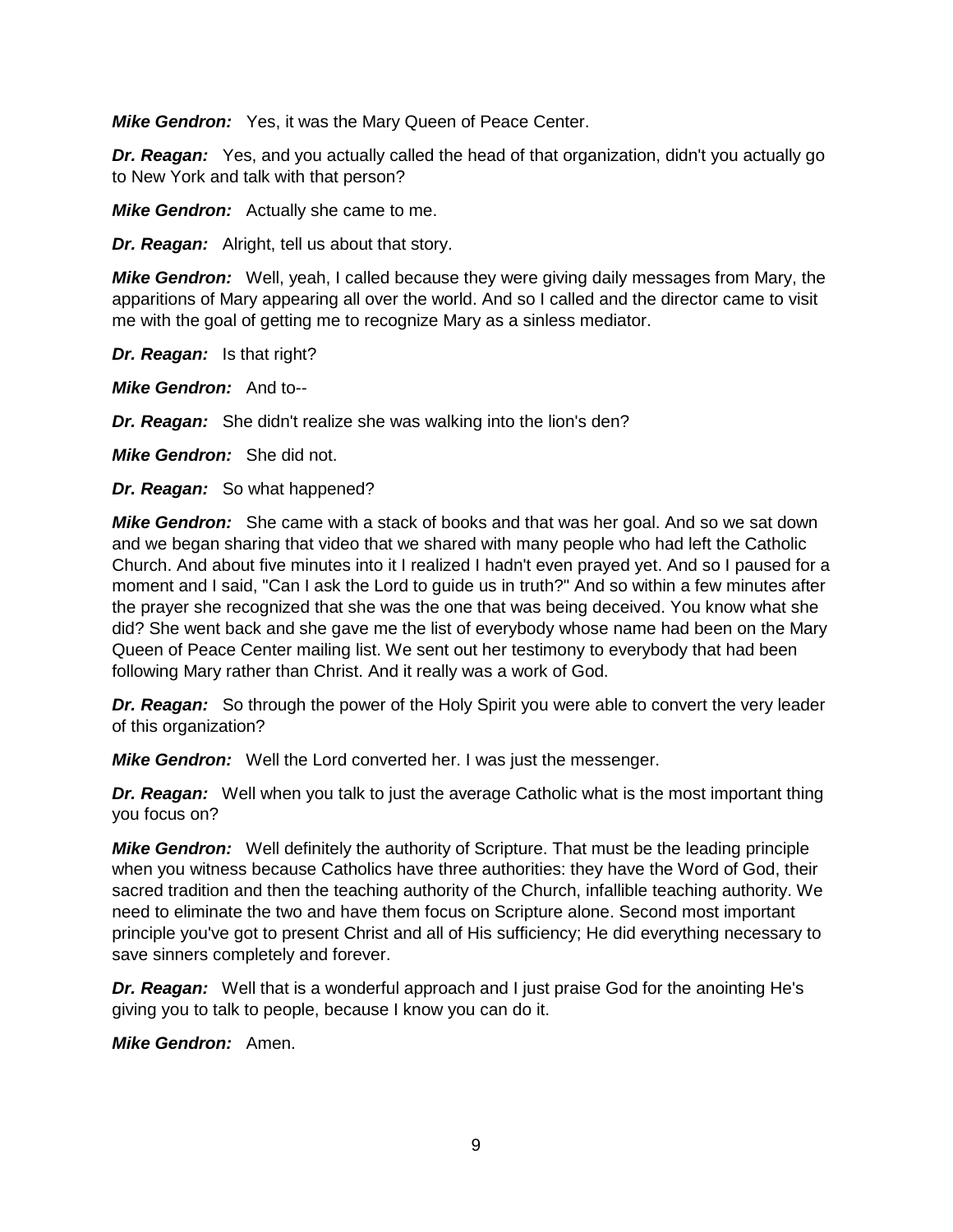***Mike Gendron:*** Yes, it was the Mary Queen of Peace Center.

***Dr. Reagan:*** Yes, and you actually called the head of that organization, didn't you actually go to New York and talk with that person?

***Mike Gendron:*** Actually she came to me.

***Dr. Reagan:*** Alright, tell us about that story.

***Mike Gendron:*** Well, yeah, I called because they were giving daily messages from Mary, the apparitions of Mary appearing all over the world. And so I called and the director came to visit me with the goal of getting me to recognize Mary as a sinless mediator.

***Dr. Reagan:*** Is that right?

***Mike Gendron:*** And to--

***Dr. Reagan:*** She didn't realize she was walking into the lion's den?

***Mike Gendron:*** She did not.

***Dr. Reagan:*** So what happened?

***Mike Gendron:*** She came with a stack of books and that was her goal. And so we sat down and we began sharing that video that we shared with many people who had left the Catholic Church. And about five minutes into it I realized I hadn't even prayed yet. And so I paused for a moment and I said, "Can I ask the Lord to guide us in truth?" And so within a few minutes after the prayer she recognized that she was the one that was being deceived. You know what she did? She went back and she gave me the list of everybody whose name had been on the Mary Queen of Peace Center mailing list. We sent out her testimony to everybody that had been following Mary rather than Christ. And it really was a work of God.

***Dr. Reagan:*** So through the power of the Holy Spirit you were able to convert the very leader of this organization?

***Mike Gendron:*** Well the Lord converted her. I was just the messenger.

***Dr. Reagan:*** Well when you talk to just the average Catholic what is the most important thing you focus on?

***Mike Gendron:*** Well definitely the authority of Scripture. That must be the leading principle when you witness because Catholics have three authorities: they have the Word of God, their sacred tradition and then the teaching authority of the Church, infallible teaching authority. We need to eliminate the two and have them focus on Scripture alone. Second most important principle you've got to present Christ and all of His sufficiency; He did everything necessary to save sinners completely and forever.

***Dr. Reagan:*** Well that is a wonderful approach and I just praise God for the anointing He's giving you to talk to people, because I know you can do it.

***Mike Gendron:*** Amen.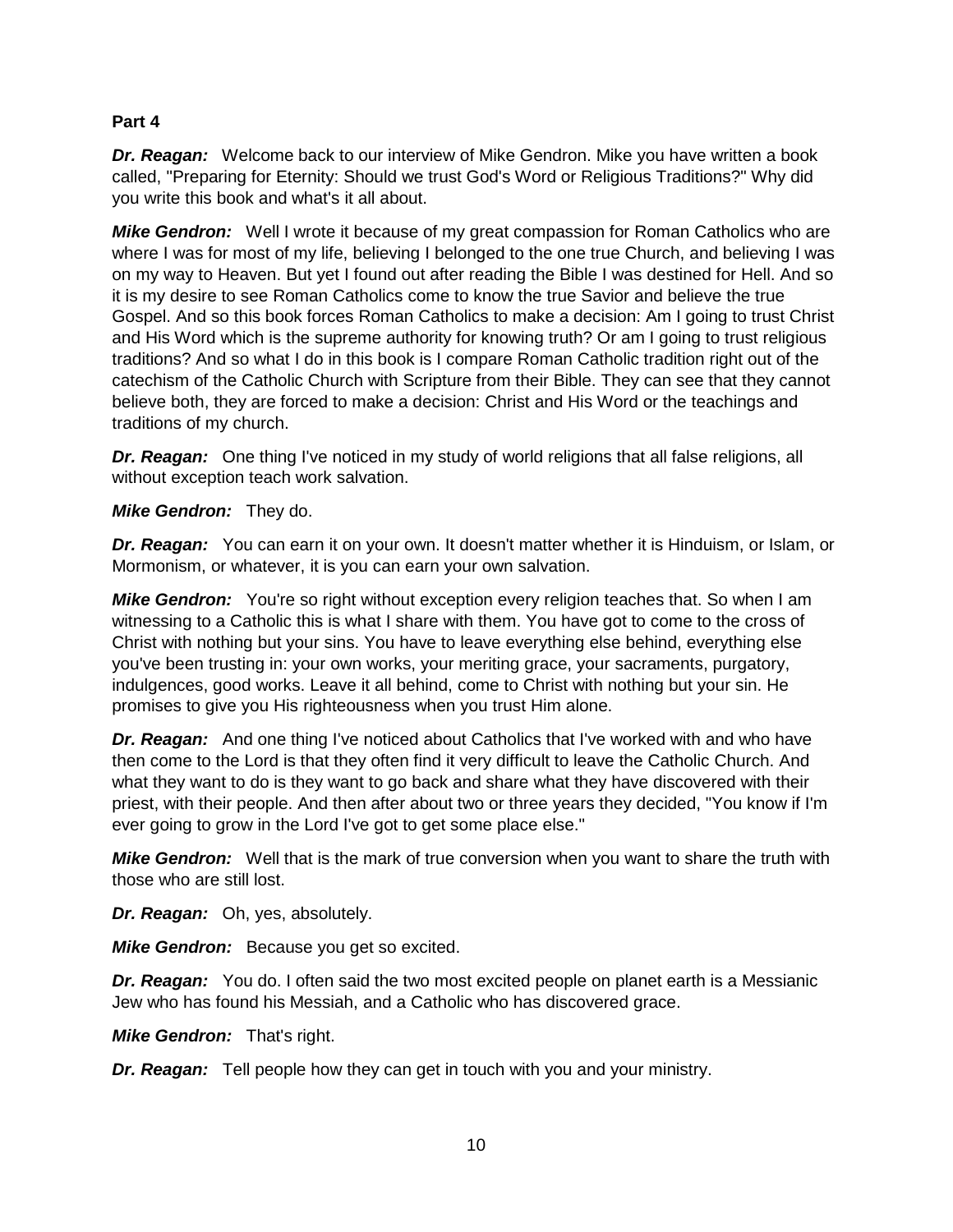**Part 4**

***Dr. Reagan:*** Welcome back to our interview of Mike Gendron. Mike you have written a book called, "Preparing for Eternity: Should we trust God's Word or Religious Traditions?" Why did you write this book and what's it all about.

***Mike Gendron:*** Well I wrote it because of my great compassion for Roman Catholics who are where I was for most of my life, believing I belonged to the one true Church, and believing I was on my way to Heaven. But yet I found out after reading the Bible I was destined for Hell. And so it is my desire to see Roman Catholics come to know the true Savior and believe the true Gospel. And so this book forces Roman Catholics to make a decision: Am I going to trust Christ and His Word which is the supreme authority for knowing truth? Or am I going to trust religious traditions? And so what I do in this book is I compare Roman Catholic tradition right out of the catechism of the Catholic Church with Scripture from their Bible. They can see that they cannot believe both, they are forced to make a decision: Christ and His Word or the teachings and traditions of my church.

***Dr. Reagan:*** One thing I've noticed in my study of world religions that all false religions, all without exception teach work salvation.

***Mike Gendron:*** They do.

***Dr. Reagan:*** You can earn it on your own. It doesn't matter whether it is Hinduism, or Islam, or Mormonism, or whatever, it is you can earn your own salvation.

***Mike Gendron:*** You're so right without exception every religion teaches that. So when I am witnessing to a Catholic this is what I share with them. You have got to come to the cross of Christ with nothing but your sins. You have to leave everything else behind, everything else you've been trusting in: your own works, your meriting grace, your sacraments, purgatory, indulgences, good works. Leave it all behind, come to Christ with nothing but your sin. He promises to give you His righteousness when you trust Him alone.

***Dr. Reagan:*** And one thing I've noticed about Catholics that I've worked with and who have then come to the Lord is that they often find it very difficult to leave the Catholic Church. And what they want to do is they want to go back and share what they have discovered with their priest, with their people. And then after about two or three years they decided, "You know if I'm ever going to grow in the Lord I've got to get some place else."

***Mike Gendron:*** Well that is the mark of true conversion when you want to share the truth with those who are still lost.

***Dr. Reagan:*** Oh, yes, absolutely.

***Mike Gendron:*** Because you get so excited.

***Dr. Reagan:*** You do. I often said the two most excited people on planet earth is a Messianic Jew who has found his Messiah, and a Catholic who has discovered grace.

***Mike Gendron:*** That's right.

***Dr. Reagan:*** Tell people how they can get in touch with you and your ministry.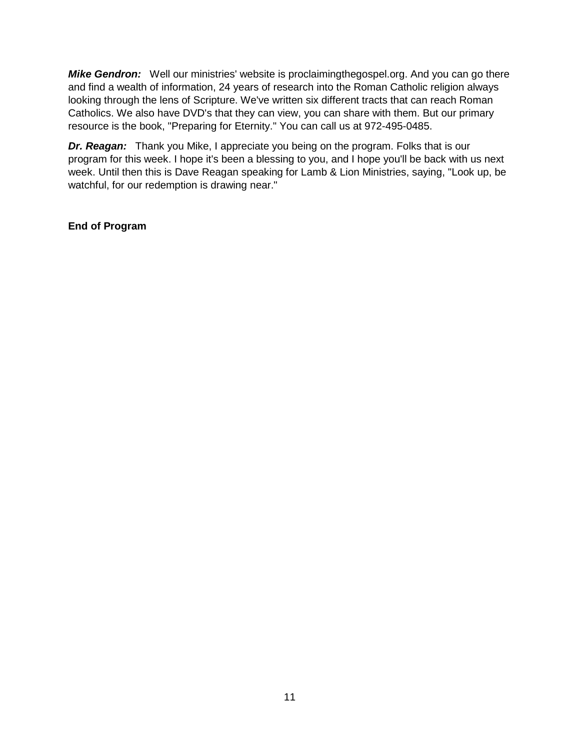***Mike Gendron:*** Well our ministries' website is proclaimingthegospel.org. And you can go there and find a wealth of information, 24 years of research into the Roman Catholic religion always looking through the lens of Scripture. We've written six different tracts that can reach Roman Catholics. We also have DVD's that they can view, you can share with them. But our primary resource is the book, "Preparing for Eternity." You can call us at 972-495-0485.

***Dr. Reagan:*** Thank you Mike, I appreciate you being on the program. Folks that is our program for this week. I hope it's been a blessing to you, and I hope you'll be back with us next week. Until then this is Dave Reagan speaking for Lamb & Lion Ministries, saying, "Look up, be watchful, for our redemption is drawing near."

**End of Program**